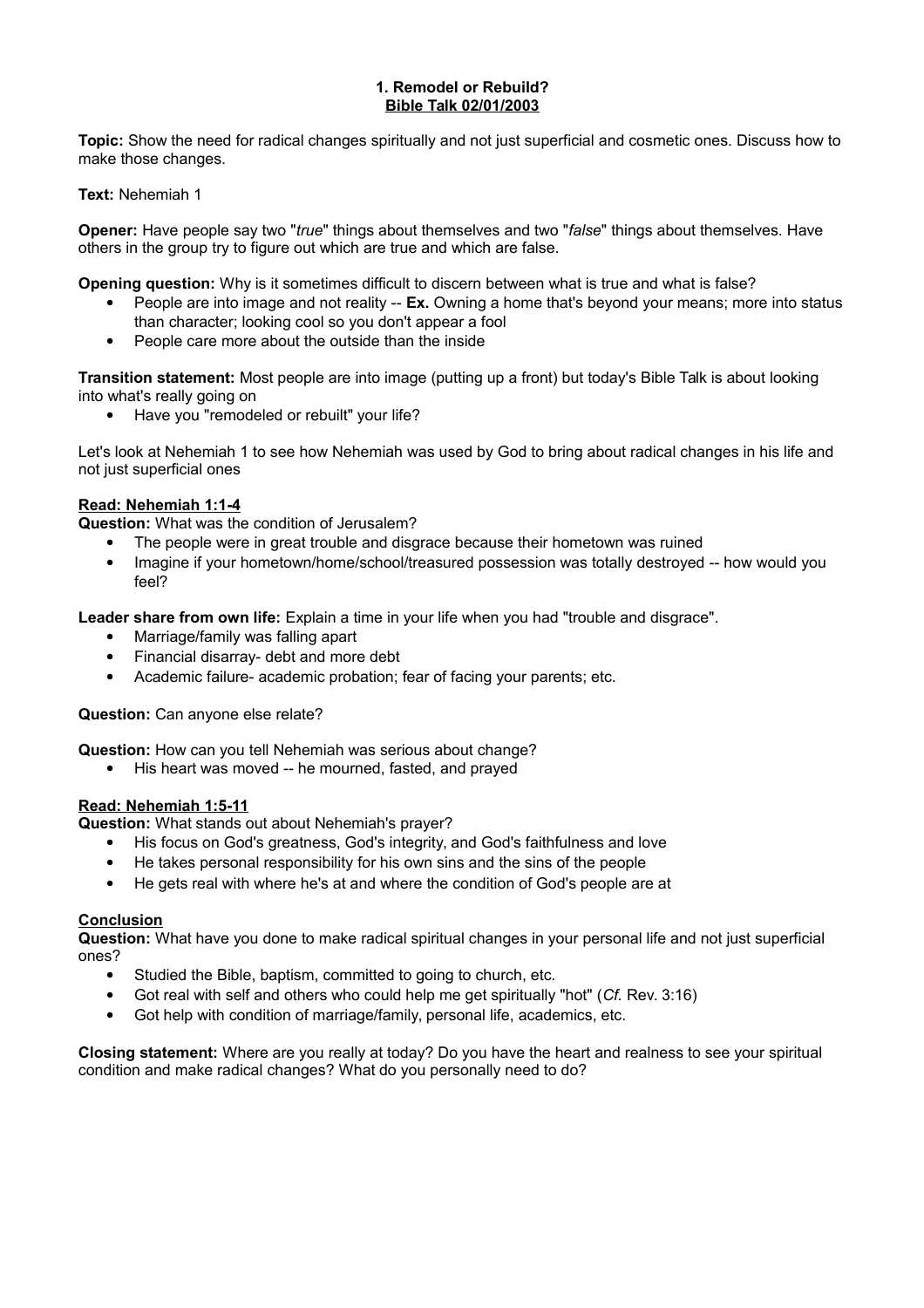# 1. Remodel or Rebuild?
## Bible Talk 02/01/2003

**Topic:** Show the need for radical changes spiritually and not just superficial and cosmetic ones. Discuss how to make those changes.

**Text:** Nehemiah 1

**Opener:** Have people say two "*true*" things about themselves and two "*false*" things about themselves. Have others in the group try to figure out which are true and which are false.

**Opening question:** Why is it sometimes difficult to discern between what is true and what is false?

- People are into image and not reality -- **Ex.** Owning a home that's beyond your means; more into status than character; looking cool so you don't appear a fool
- People care more about the outside than the inside

**Transition statement:** Most people are into image (putting up a front) but today's Bible Talk is about looking into what's really going on

- Have you "remodeled or rebuilt" your life?

Let's look at Nehemiah 1 to see how Nehemiah was used by God to bring about radical changes in his life and not just superficial ones

**Read: Nehemiah 1:1-4**

**Question:** What was the condition of Jerusalem?

- The people were in great trouble and disgrace because their hometown was ruined
- Imagine if your hometown/home/school/treasured possession was totally destroyed -- how would you feel?

**Leader share from own life:** Explain a time in your life when you had "trouble and disgrace".

- Marriage/family was falling apart
- Financial disarray- debt and more debt
- Academic failure- academic probation; fear of facing your parents; etc.

**Question:** Can anyone else relate?

**Question:** How can you tell Nehemiah was serious about change?

- His heart was moved -- he mourned, fasted, and prayed

**Read: Nehemiah 1:5-11**

**Question:** What stands out about Nehemiah's prayer?

- His focus on God's greatness, God's integrity, and God's faithfulness and love
- He takes personal responsibility for his own sins and the sins of the people
- He gets real with where he's at and where the condition of God's people are at

**Conclusion**

**Question:** What have you done to make radical spiritual changes in your personal life and not just superficial ones?

- Studied the Bible, baptism, committed to going to church, etc.
- Got real with self and others who could help me get spiritually "hot" (*Cf.* Rev. 3:16)
- Got help with condition of marriage/family, personal life, academics, etc.

**Closing statement:** Where are you really at today? Do you have the heart and realness to see your spiritual condition and make radical changes? What do you personally need to do?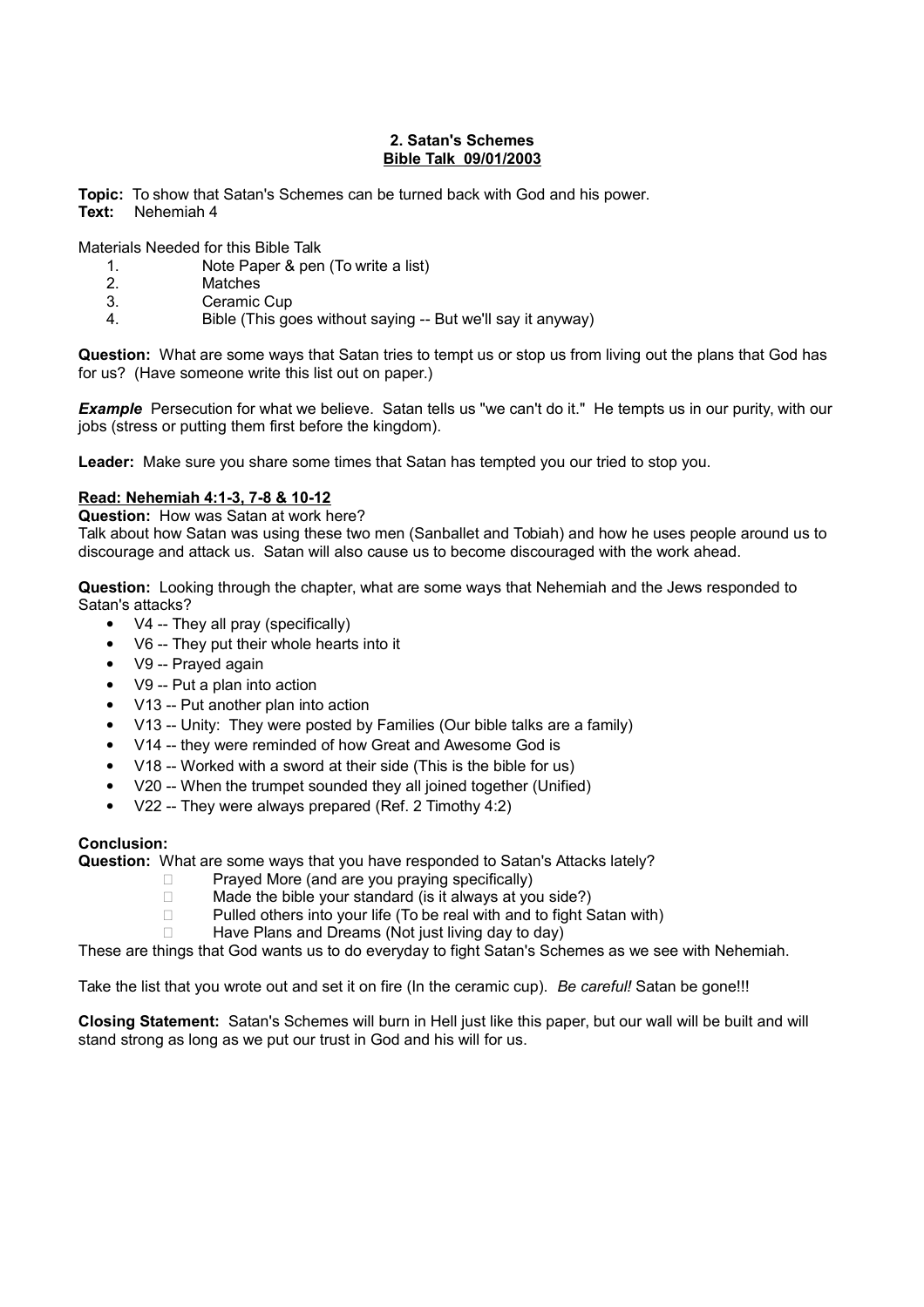**2. Satan's Schemes**
**Bible Talk 09/01/2003**

**Topic:** To show that Satan's Schemes can be turned back with God and his power.
**Text:** Nehemiah 4

Materials Needed for this Bible Talk

1. Note Paper & pen (To write a list)
2. Matches
3. Ceramic Cup
4. Bible (This goes without saying -- But we'll say it anyway)

**Question:** What are some ways that Satan tries to tempt us or stop us from living out the plans that God has for us? (Have someone write this list out on paper.)

***Example*** Persecution for what we believe. Satan tells us "we can't do it." He tempts us in our purity, with our jobs (stress or putting them first before the kingdom).

**Leader:** Make sure you share some times that Satan has tempted you our tried to stop you.

**Read: Nehemiah 4:1-3, 7-8 & 10-12**

**Question:** How was Satan at work here?
Talk about how Satan was using these two men (Sanballet and Tobiah) and how he uses people around us to discourage and attack us. Satan will also cause us to become discouraged with the work ahead.

**Question:** Looking through the chapter, what are some ways that Nehemiah and the Jews responded to Satan's attacks?

- V4 -- They all pray (specifically)
- V6 -- They put their whole hearts into it
- V9 -- Prayed again
- V9 -- Put a plan into action
- V13 -- Put another plan into action
- V13 -- Unity: They were posted by Families (Our bible talks are a family)
- V14 -- they were reminded of how Great and Awesome God is
- V18 -- Worked with a sword at their side (This is the bible for us)
- V20 -- When the trumpet sounded they all joined together (Unified)
- V22 -- They were always prepared (Ref. 2 Timothy 4:2)

**Conclusion:**
**Question:** What are some ways that you have responded to Satan's Attacks lately?

- Prayed More (and are you praying specifically)
- Made the bible your standard (is it always at you side?)
- Pulled others into your life (To be real with and to fight Satan with)
- Have Plans and Dreams (Not just living day to day)

These are things that God wants us to do everyday to fight Satan's Schemes as we see with Nehemiah.

Take the list that you wrote out and set it on fire (In the ceramic cup). *Be careful!* Satan be gone!!!

**Closing Statement:** Satan's Schemes will burn in Hell just like this paper, but our wall will be built and will stand strong as long as we put our trust in God and his will for us.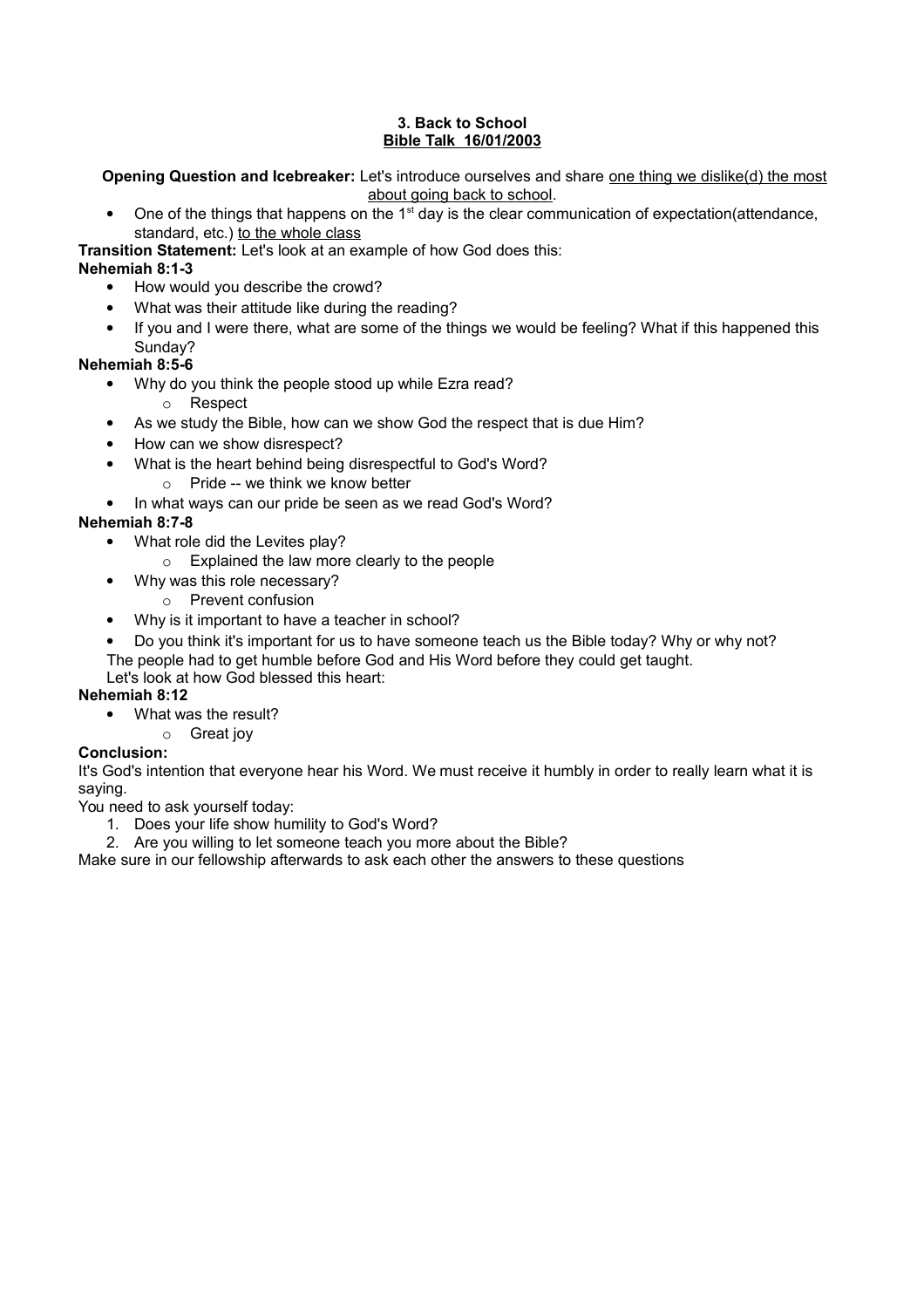**3. Back to School**

**<u>Bible Talk 16/01/2003</u>**

**Opening Question and Icebreaker:** Let's introduce ourselves and share <u>one thing we dislike(d) the most about going back to school</u>.

- One of the things that happens on the 1st day is the clear communication of expectation(attendance, standard, etc.) <u>to the whole class</u>

**Transition Statement:** Let's look at an example of how God does this:

**Nehemiah 8:1-3**

- How would you describe the crowd?
- What was their attitude like during the reading?
- If you and I were there, what are some of the things we would be feeling? What if this happened this Sunday?

**Nehemiah 8:5-6**

- Why do you think the people stood up while Ezra read?
  - Respect
- As we study the Bible, how can we show God the respect that is due Him?
- How can we show disrespect?
- What is the heart behind being disrespectful to God's Word?
  - Pride -- we think we know better
- In what ways can our pride be seen as we read God's Word?

**Nehemiah 8:7-8**

- What role did the Levites play?
  - Explained the law more clearly to the people
- Why was this role necessary?
  - Prevent confusion
- Why is it important to have a teacher in school?
- Do you think it's important for us to have someone teach us the Bible today? Why or why not?

The people had to get humble before God and His Word before they could get taught.

Let's look at how God blessed this heart:

**Nehemiah 8:12**

- What was the result?
  - Great joy

**Conclusion:**

It's God's intention that everyone hear his Word. We must receive it humbly in order to really learn what it is saying.

You need to ask yourself today:

1. Does your life show humility to God's Word?
2. Are you willing to let someone teach you more about the Bible?

Make sure in our fellowship afterwards to ask each other the answers to these questions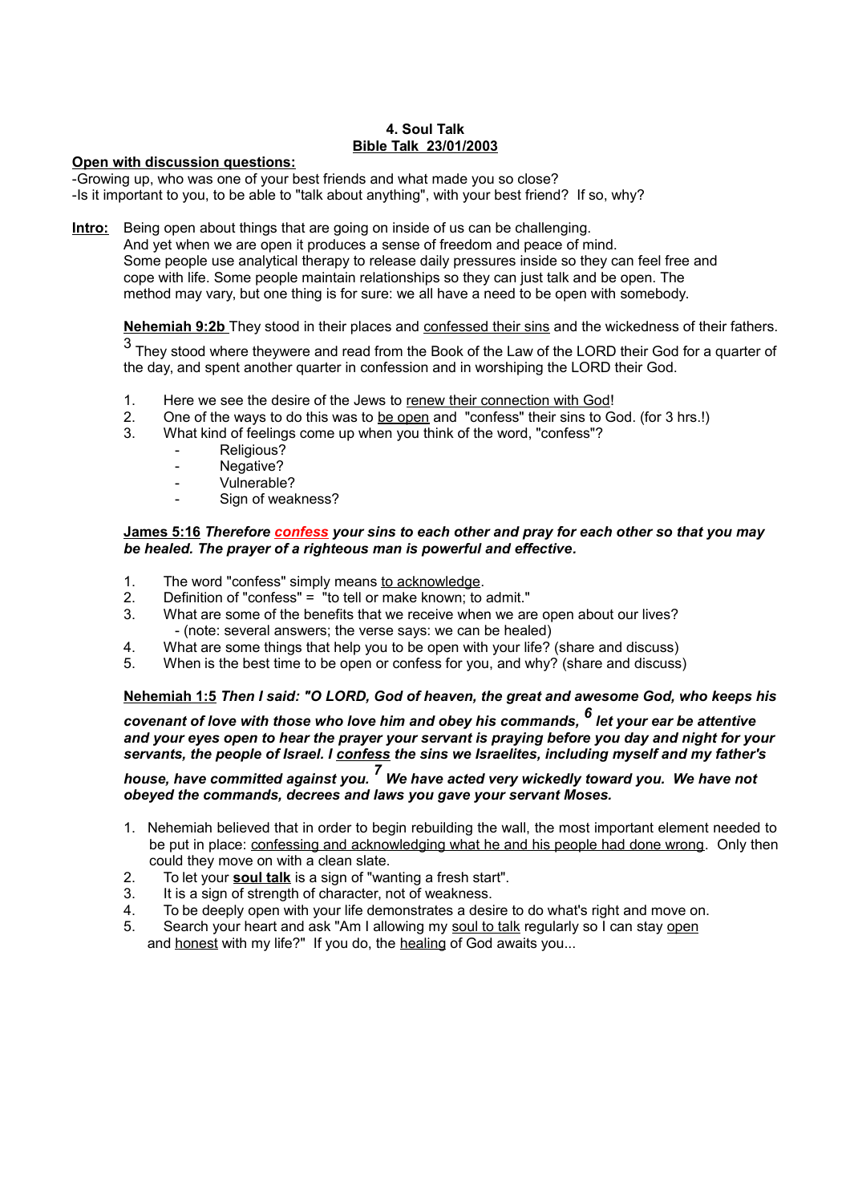**4. Soul Talk**
**Bible Talk 23/01/2003**

**Open with discussion questions:**

-Growing up, who was one of your best friends and what made you so close?
-Is it important to you, to be able to "talk about anything", with your best friend? If so, why?

**Intro:** Being open about things that are going on inside of us can be challenging. And yet when we are open it produces a sense of freedom and peace of mind. Some people use analytical therapy to release daily pressures inside so they can feel free and cope with life. Some people maintain relationships so they can just talk and be open. The method may vary, but one thing is for sure: we all have a need to be open with somebody.

**Nehemiah 9:2b** They stood in their places and confessed their sins and the wickedness of their fathers. [3] They stood where theywere and read from the Book of the Law of the LORD their God for a quarter of the day, and spent another quarter in confession and in worshiping the LORD their God.

1. Here we see the desire of the Jews to renew their connection with God!
2. One of the ways to do this was to be open and "confess" their sins to God. (for 3 hrs.!)
3. What kind of feelings come up when you think of the word, "confess"?
   - Religious?
   - Negative?
   - Vulnerable?
   - Sign of weakness?

**James 5:16** ***Therefore confess your sins to each other and pray for each other so that you may be healed. The prayer of a righteous man is powerful and effective.***

1. The word "confess" simply means to acknowledge.
2. Definition of "confess" = "to tell or make known; to admit."
3. What are some of the benefits that we receive when we are open about our lives?
   - (note: several answers; the verse says: we can be healed)
4. What are some things that help you to be open with your life? (share and discuss)
5. When is the best time to be open or confess for you, and why? (share and discuss)

**Nehemiah 1:5** ***Then I said: "O LORD, God of heaven, the great and awesome God, who keeps his covenant of love with those who love him and obey his commands, [6] let your ear be attentive and your eyes open to hear the prayer your servant is praying before you day and night for your servants, the people of Israel. I confess the sins we Israelites, including myself and my father's house, have committed against you. [7] We have acted very wickedly toward you. We have not obeyed the commands, decrees and laws you gave your servant Moses.***

1. Nehemiah believed that in order to begin rebuilding the wall, the most important element needed to be put in place: confessing and acknowledging what he and his people had done wrong. Only then could they move on with a clean slate.
2. To let your **soul talk** is a sign of "wanting a fresh start".
3. It is a sign of strength of character, not of weakness.
4. To be deeply open with your life demonstrates a desire to do what's right and move on.
5. Search your heart and ask "Am I allowing my soul to talk regularly so I can stay open and honest with my life?" If you do, the healing of God awaits you...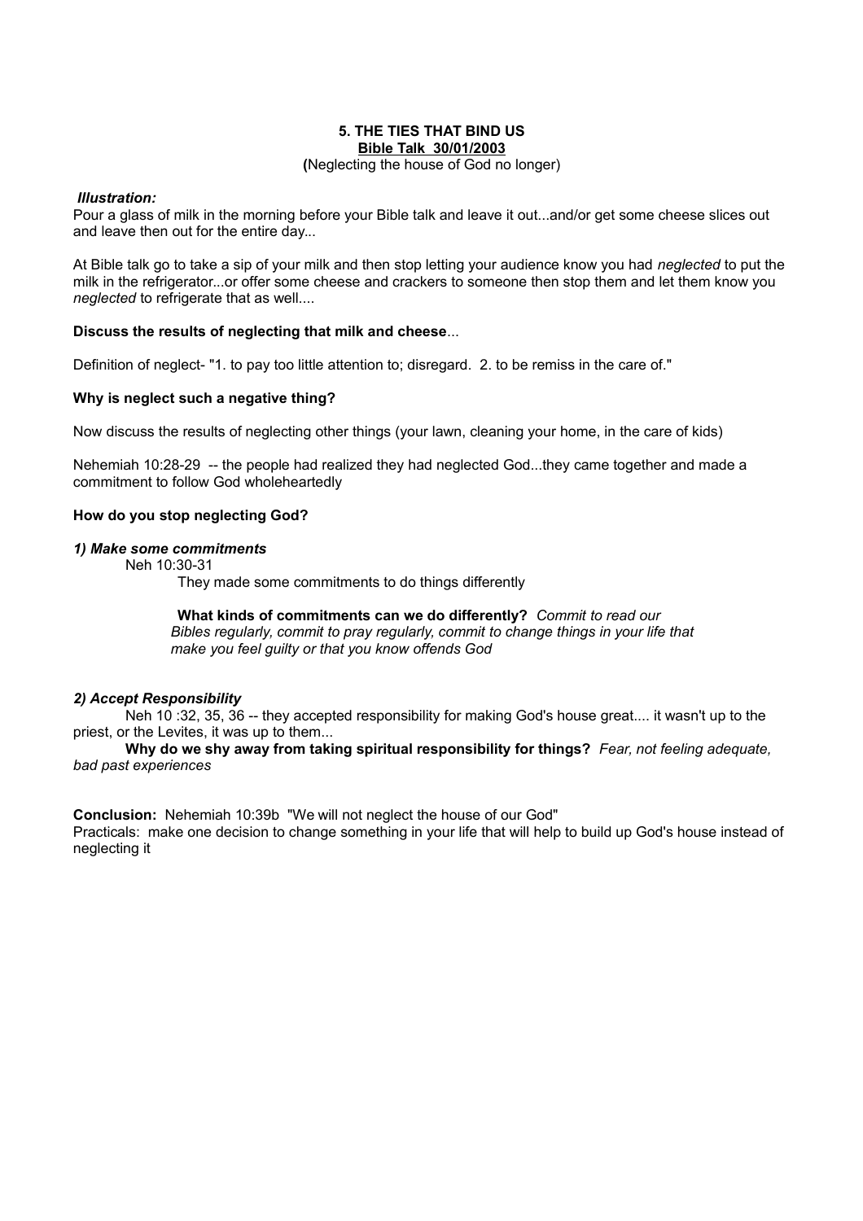## 5. THE TIES THAT BIND US

**Bible Talk 30/01/2003**

(Neglecting the house of God no longer)

***Illustration:***

Pour a glass of milk in the morning before your Bible talk and leave it out...and/or get some cheese slices out and leave then out for the entire day...

At Bible talk go to take a sip of your milk and then stop letting your audience know you had *neglected* to put the milk in the refrigerator...or offer some cheese and crackers to someone then stop them and let them know you *neglected* to refrigerate that as well....

**Discuss the results of neglecting that milk and cheese**...

Definition of neglect- "1. to pay too little attention to; disregard. 2. to be remiss in the care of."

**Why is neglect such a negative thing?**

Now discuss the results of neglecting other things (your lawn, cleaning your home, in the care of kids)

Nehemiah 10:28-29 -- the people had realized they had neglected God...they came together and made a commitment to follow God wholeheartedly

**How do you stop neglecting God?**

***1) Make some commitments***

Neh 10:30-31

They made some commitments to do things differently

**What kinds of commitments can we do differently?** *Commit to read our Bibles regularly, commit to pray regularly, commit to change things in your life that make you feel guilty or that you know offends God*

***2) Accept Responsibility***

Neh 10 :32, 35, 36 -- they accepted responsibility for making God's house great.... it wasn't up to the priest, or the Levites, it was up to them...

**Why do we shy away from taking spiritual responsibility for things?** *Fear, not feeling adequate, bad past experiences*

**Conclusion:** Nehemiah 10:39b "We will not neglect the house of our God"

Practicals: make one decision to change something in your life that will help to build up God's house instead of neglecting it